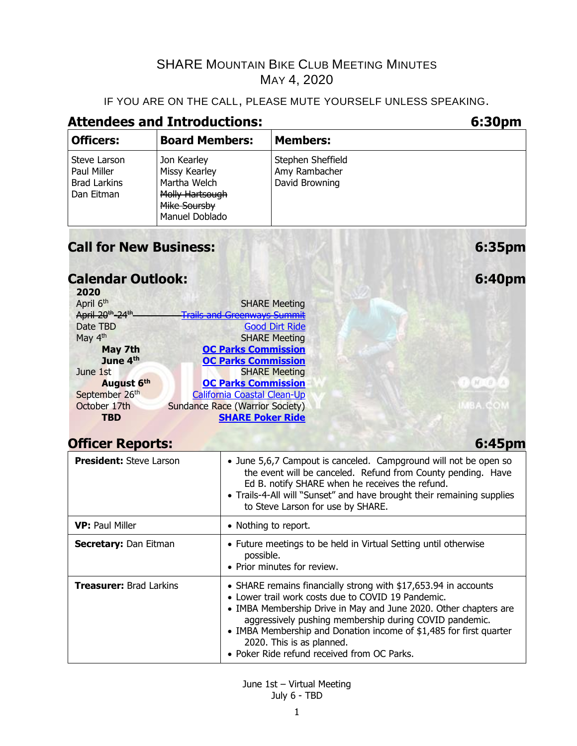# SHARE Mountain Bike Club Meeting Minutes

## May 4, 2020

IF YOU ARE ON THE CALL, PLEASE MUTE YOURSELF UNLESS SPEAKING.

## Attendees and Introductions: 6:30pm

| Officers: | Board Members: | Members: |
|---|---|---|
| Steve Larson<br>Paul Miller<br>Brad Larkins<br>Dan Eitman | Jon Kearley<br>Missy Kearley<br>Martha Welch<br>~~Molly Hartsough~~<br>~~Mike Soursby~~<br>Manuel Doblado | Stephen Sheffield<br>Amy Rambacher<br>David Browning |

## Call for New Business: 6:35pm

## Calendar Outlook: 6:40pm

**2020**

| Date | Event |
|---|---|
| April 6th | SHARE Meeting |
| ~~April 20th-24th~~ | ~~Trails and Greenways Summit~~ |
| Date TBD | Good Dirt Ride |
| May 4th | SHARE Meeting |
| **May 7th** | **OC Parks Commission** |
| **June 4th** | **OC Parks Commission** |
| June 1st | SHARE Meeting |
| **August 6th** | **OC Parks Commission** |
| September 26th | California Coastal Clean-Up |
| October 17th | Sundance Race (Warrior Society) |
| **TBD** | **SHARE Poker Ride** |

## Officer Reports: 6:45pm

| | |
|---|---|
| **President:** Steve Larson | • June 5,6,7 Campout is canceled. Campground will not be open so the event will be canceled. Refund from County pending. Have Ed B. notify SHARE when he receives the refund.<br>• Trails-4-All will "Sunset" and have brought their remaining supplies to Steve Larson for use by SHARE. |
| **VP:** Paul Miller | • Nothing to report. |
| **Secretary:** Dan Eitman | • Future meetings to be held in Virtual Setting until otherwise possible.<br>• Prior minutes for review. |
| **Treasurer:** Brad Larkins | • SHARE remains financially strong with $17,653.94 in accounts<br>• Lower trail work costs due to COVID 19 Pandemic.<br>• IMBA Membership Drive in May and June 2020. Other chapters are aggressively pushing membership during COVID pandemic.<br>• IMBA Membership and Donation income of $1,485 for first quarter 2020. This is as planned.<br>• Poker Ride refund received from OC Parks. |

June 1st – Virtual Meeting
July 6 - TBD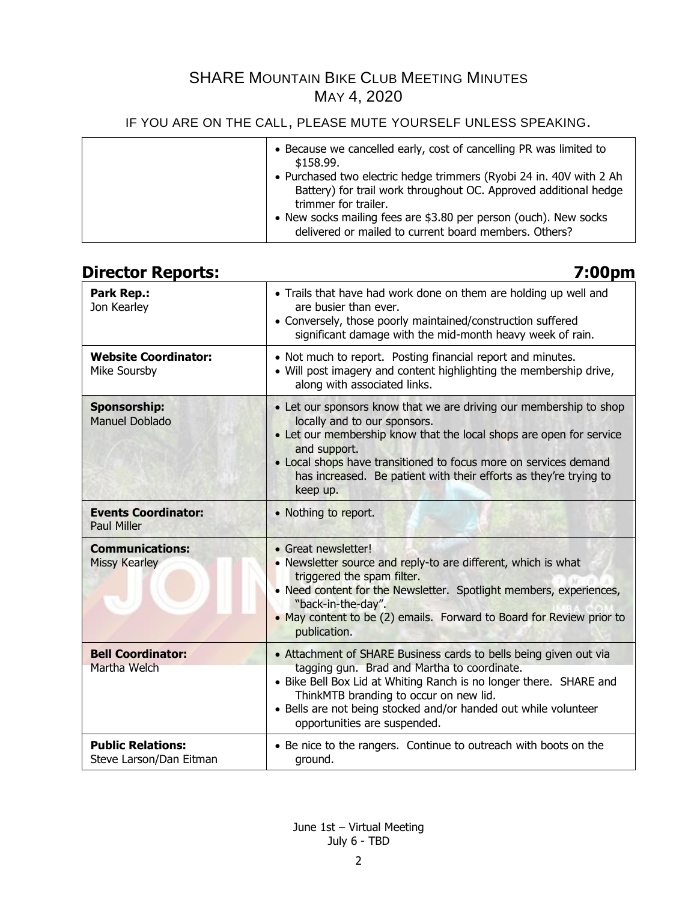# SHARE Mountain Bike Club Meeting Minutes
## May 4, 2020

IF YOU ARE ON THE CALL, PLEASE MUTE YOURSELF UNLESS SPEAKING.

| | |
|---|---|
| | • Because we cancelled early, cost of cancelling PR was limited to \$158.99.<br>• Purchased two electric hedge trimmers (Ryobi 24 in. 40V with 2 Ah Battery) for trail work throughout OC. Approved additional hedge trimmer for trailer.<br>• New socks mailing fees are \$3.80 per person (ouch). New socks delivered or mailed to current board members. Others? |

## Director Reports: 7:00pm

| | |
|---|---|
| **Park Rep.:**<br>Jon Kearley | • Trails that have had work done on them are holding up well and are busier than ever.<br>• Conversely, those poorly maintained/construction suffered significant damage with the mid-month heavy week of rain. |
| **Website Coordinator:**<br>Mike Soursby | • Not much to report. Posting financial report and minutes.<br>• Will post imagery and content highlighting the membership drive, along with associated links. |
| **Sponsorship:**<br>Manuel Doblado | • Let our sponsors know that we are driving our membership to shop locally and to our sponsors.<br>• Let our membership know that the local shops are open for service and support.<br>• Local shops have transitioned to focus more on services demand has increased. Be patient with their efforts as they're trying to keep up. |
| **Events Coordinator:**<br>Paul Miller | • Nothing to report. |
| **Communications:**<br>Missy Kearley | • Great newsletter!<br>• Newsletter source and reply-to are different, which is what triggered the spam filter.<br>• Need content for the Newsletter. Spotlight members, experiences, "back-in-the-day".<br>• May content to be (2) emails. Forward to Board for Review prior to publication. |
| **Bell Coordinator:**<br>Martha Welch | • Attachment of SHARE Business cards to bells being given out via tagging gun. Brad and Martha to coordinate.<br>• Bike Bell Box Lid at Whiting Ranch is no longer there. SHARE and ThinkMTB branding to occur on new lid.<br>• Bells are not being stocked and/or handed out while volunteer opportunities are suspended. |
| **Public Relations:**<br>Steve Larson/Dan Eitman | • Be nice to the rangers. Continue to outreach with boots on the ground. |

June 1st – Virtual Meeting
July 6 - TBD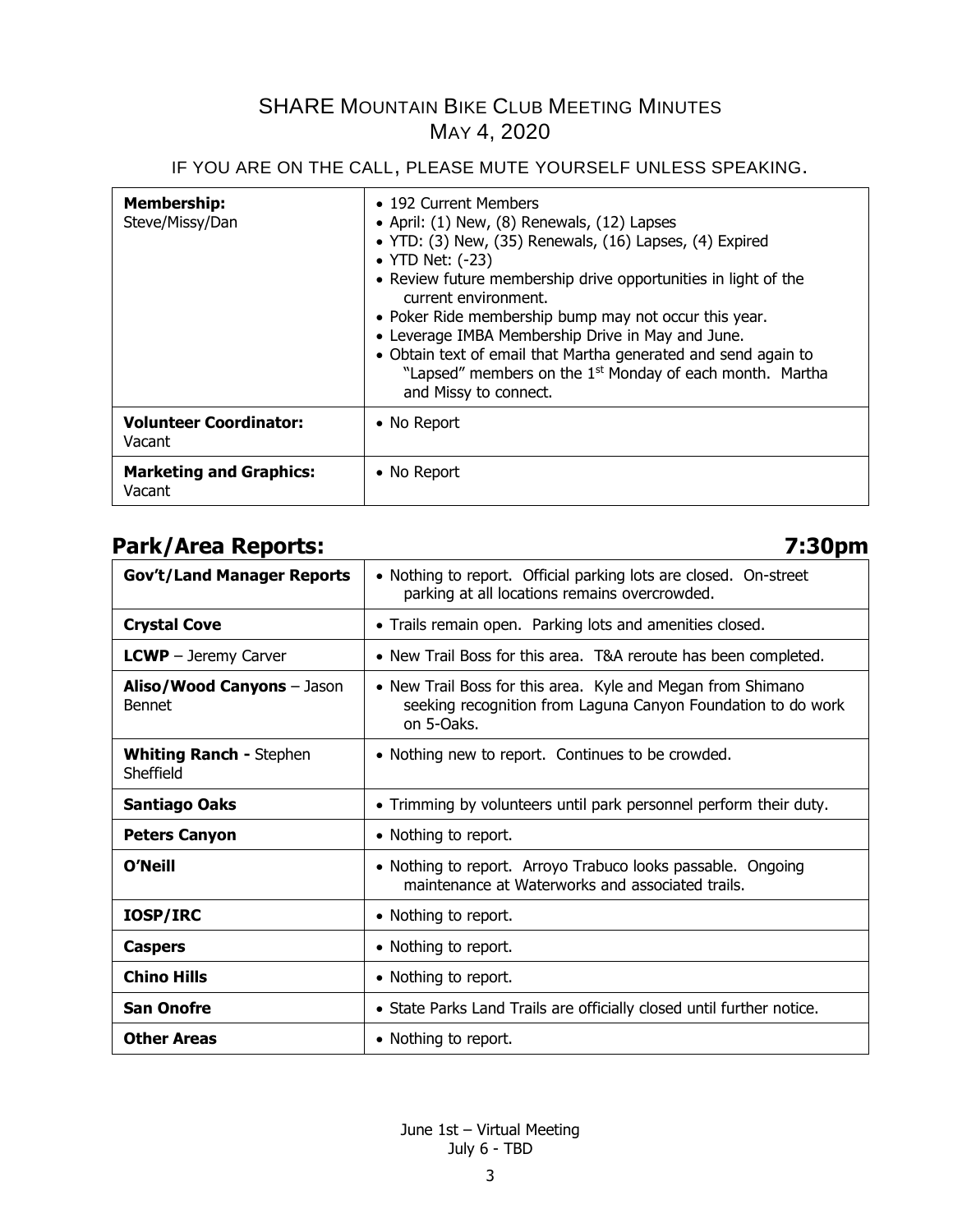# SHARE Mountain Bike Club Meeting Minutes
## May 4, 2020

IF YOU ARE ON THE CALL, PLEASE MUTE YOURSELF UNLESS SPEAKING.

| | |
|---|---|
| **Membership:**<br>Steve/Missy/Dan | • 192 Current Members<br>• April: (1) New, (8) Renewals, (12) Lapses<br>• YTD: (3) New, (35) Renewals, (16) Lapses, (4) Expired<br>• YTD Net: (-23)<br>• Review future membership drive opportunities in light of the current environment.<br>• Poker Ride membership bump may not occur this year.<br>• Leverage IMBA Membership Drive in May and June.<br>• Obtain text of email that Martha generated and send again to "Lapsed" members on the 1st Monday of each month. Martha and Missy to connect. |
| **Volunteer Coordinator:**<br>Vacant | • No Report |
| **Marketing and Graphics:**<br>Vacant | • No Report |

## Park/Area Reports: 7:30pm

| | |
|---|---|
| **Gov't/Land Manager Reports** | • Nothing to report. Official parking lots are closed. On-street parking at all locations remains overcrowded. |
| **Crystal Cove** | • Trails remain open. Parking lots and amenities closed. |
| **LCWP** – Jeremy Carver | • New Trail Boss for this area. T&A reroute has been completed. |
| **Aliso/Wood Canyons** – Jason Bennet | • New Trail Boss for this area. Kyle and Megan from Shimano seeking recognition from Laguna Canyon Foundation to do work on 5-Oaks. |
| **Whiting Ranch -** Stephen Sheffield | • Nothing new to report. Continues to be crowded. |
| **Santiago Oaks** | • Trimming by volunteers until park personnel perform their duty. |
| **Peters Canyon** | • Nothing to report. |
| **O'Neill** | • Nothing to report. Arroyo Trabuco looks passable. Ongoing maintenance at Waterworks and associated trails. |
| **IOSP/IRC** | • Nothing to report. |
| **Caspers** | • Nothing to report. |
| **Chino Hills** | • Nothing to report. |
| **San Onofre** | • State Parks Land Trails are officially closed until further notice. |
| **Other Areas** | • Nothing to report. |

June 1st – Virtual Meeting
July 6 - TBD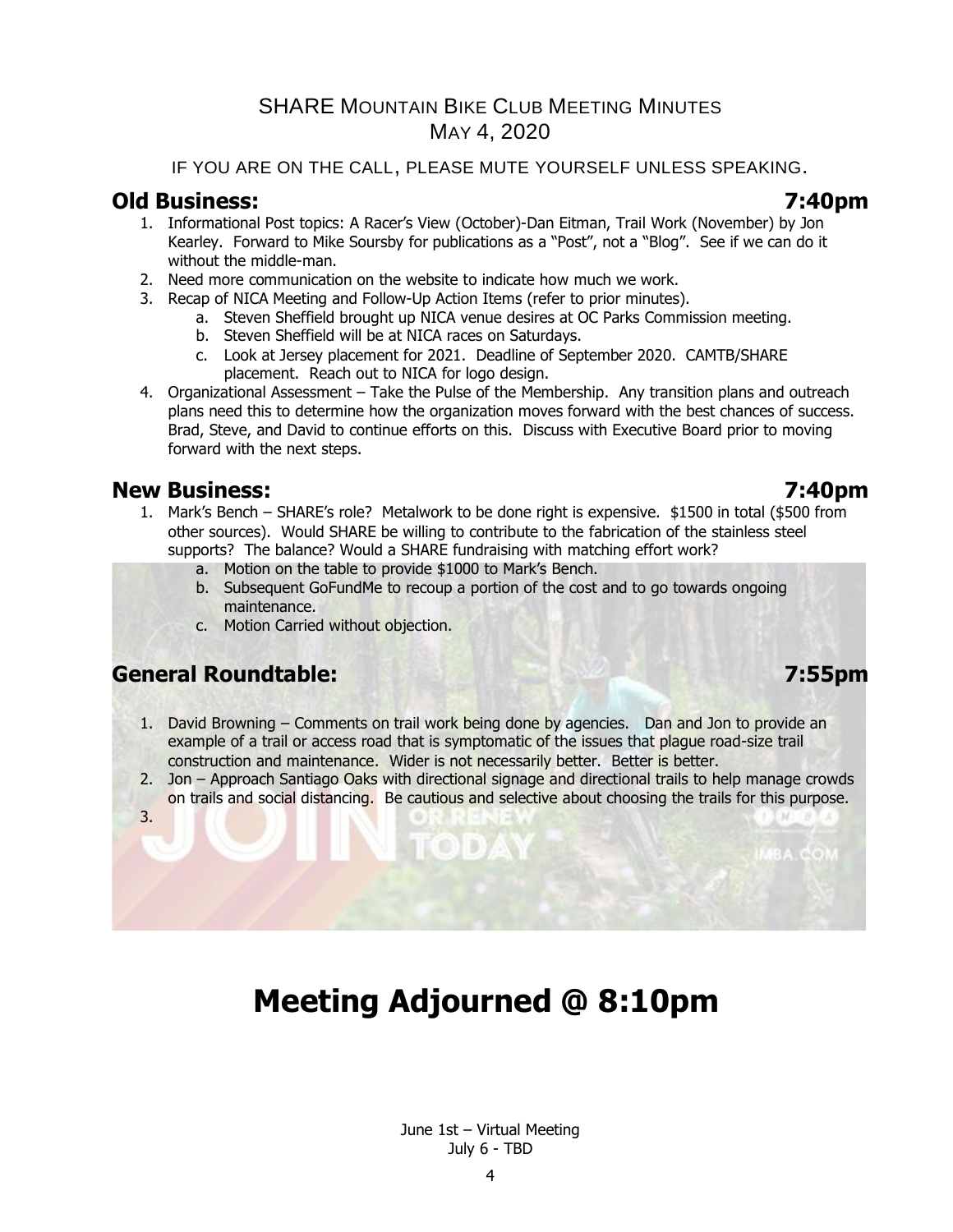# SHARE Mountain Bike Club Meeting Minutes
May 4, 2020

IF YOU ARE ON THE CALL, PLEASE MUTE YOURSELF UNLESS SPEAKING.

## Old Business: 7:40pm

1. Informational Post topics: A Racer's View (October)-Dan Eitman, Trail Work (November) by Jon Kearley. Forward to Mike Soursby for publications as a "Post", not a "Blog". See if we can do it without the middle-man.
2. Need more communication on the website to indicate how much we work.
3. Recap of NICA Meeting and Follow-Up Action Items (refer to prior minutes).
   a. Steven Sheffield brought up NICA venue desires at OC Parks Commission meeting.
   b. Steven Sheffield will be at NICA races on Saturdays.
   c. Look at Jersey placement for 2021. Deadline of September 2020. CAMTB/SHARE placement. Reach out to NICA for logo design.
4. Organizational Assessment – Take the Pulse of the Membership. Any transition plans and outreach plans need this to determine how the organization moves forward with the best chances of success. Brad, Steve, and David to continue efforts on this. Discuss with Executive Board prior to moving forward with the next steps.

## New Business: 7:40pm

1. Mark's Bench – SHARE's role? Metalwork to be done right is expensive. $1500 in total ($500 from other sources). Would SHARE be willing to contribute to the fabrication of the stainless steel supports? The balance? Would a SHARE fundraising with matching effort work?
   a. Motion on the table to provide $1000 to Mark's Bench.
   b. Subsequent GoFundMe to recoup a portion of the cost and to go towards ongoing maintenance.
   c. Motion Carried without objection.

## General Roundtable: 7:55pm

1. David Browning – Comments on trail work being done by agencies. Dan and Jon to provide an example of a trail or access road that is symptomatic of the issues that plague road-size trail construction and maintenance. Wider is not necessarily better. Better is better.
2. Jon – Approach Santiago Oaks with directional signage and directional trails to help manage crowds on trails and social distancing. Be cautious and selective about choosing the trails for this purpose.
3.

# Meeting Adjourned @ 8:10pm

June 1st – Virtual Meeting
July 6 - TBD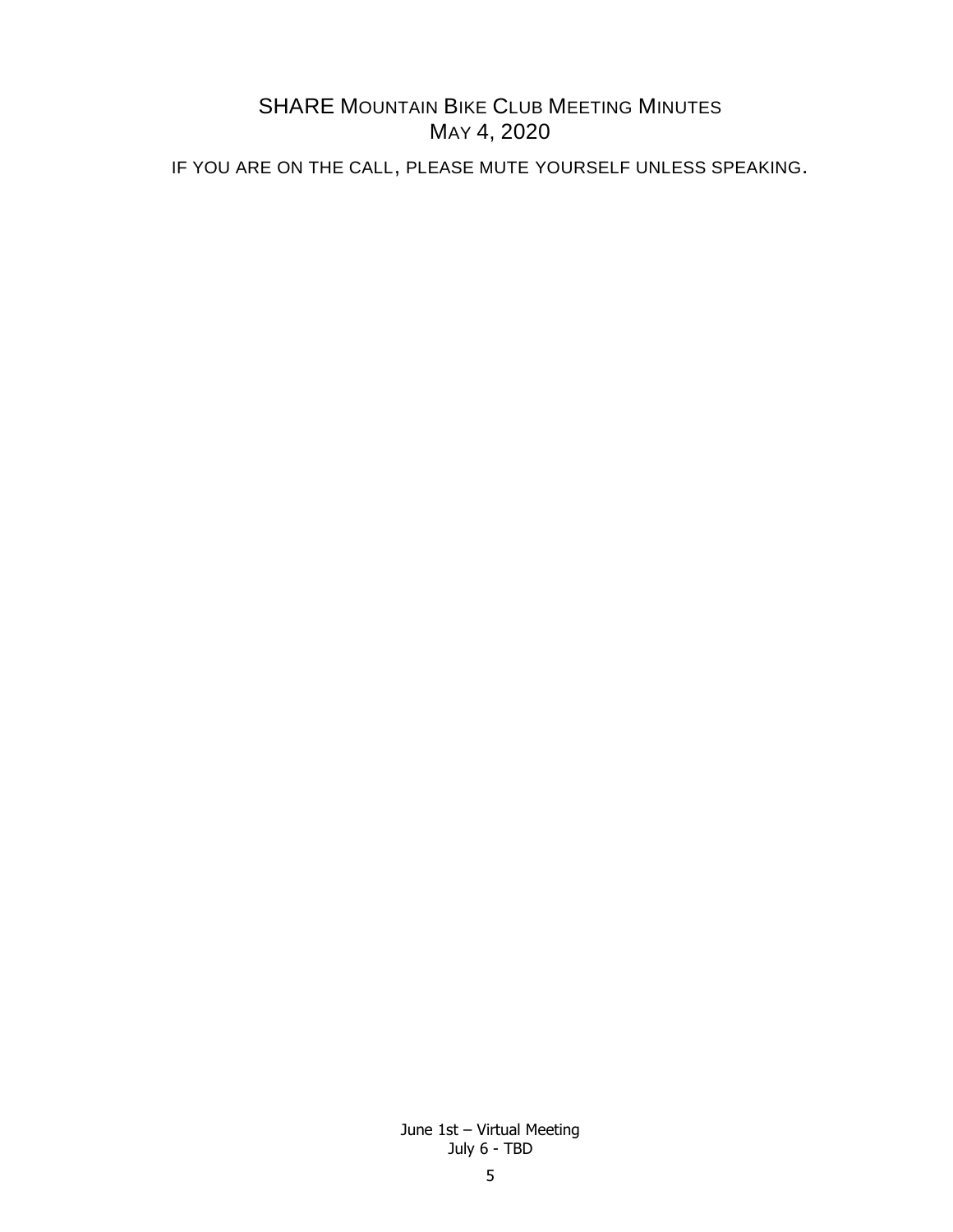# SHARE Mountain Bike Club Meeting Minutes
## May 4, 2020

IF YOU ARE ON THE CALL, PLEASE MUTE YOURSELF UNLESS SPEAKING.

June 1st – Virtual Meeting
July 6 - TBD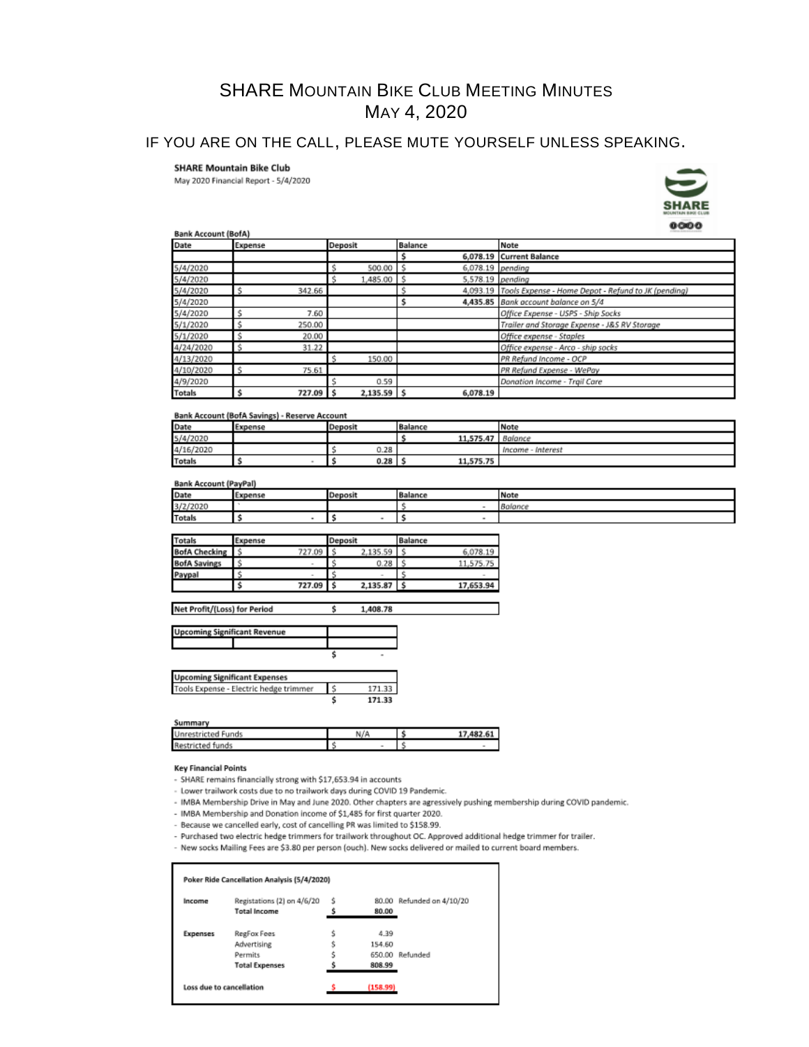# SHARE Mountain Bike Club Meeting Minutes

## May 4, 2020

### IF YOU ARE ON THE CALL, PLEASE MUTE YOURSELF UNLESS SPEAKING.

**SHARE Mountain Bike Club**

May 2020 Financial Report - 5/4/2020

**Bank Account (BofA)**

| Date | Expense | Deposit | Balance | Note |
|---|---|---|---|---|
| | | | $ 6,078.19 | Current Balance |
| 5/4/2020 | | $ 500.00 | $ 6,078.19 | *pending* |
| 5/4/2020 | | $ 1,485.00 | $ 5,578.19 | *pending* |
| 5/4/2020 | $ 342.66 | | $ 4,093.19 | *Tools Expense - Home Depot - Refund to JK (pending)* |
| 5/4/2020 | | | $ 4,435.85 | *Bank account balance on 5/4* |
| 5/4/2020 | $ 7.60 | | | *Office Expense - USPS - Ship Socks* |
| 5/1/2020 | $ 250.00 | | | *Trailer and Storage Expense - J&S RV Storage* |
| 5/1/2020 | $ 20.00 | | | *Office expense - Staples* |
| 4/24/2020 | $ 31.22 | | | *Office expense - Arco - ship socks* |
| 4/13/2020 | | $ 150.00 | | *PR Refund Income - OCP* |
| 4/10/2020 | $ 75.61 | | | *PR Refund Expense - WePay* |
| 4/9/2020 | | $ 0.59 | | *Donation Income - Trail Care* |
| **Totals** | **$ 727.09** | **$ 2,135.59** | **$ 6,078.19** | |

**Bank Account (BofA Savings) - Reserve Account**

| Date | Expense | Deposit | Balance | Note |
|---|---|---|---|---|
| 5/4/2020 | | | $ 11,575.47 | *Balance* |
| 4/16/2020 | | $ 0.28 | | *Income - Interest* |
| **Totals** | **$ -** | **$ 0.28** | **$ 11,575.75** | |

**Bank Account (PayPal)**

| Date | Expense | Deposit | Balance | Note |
|---|---|---|---|---|
| 3/2/2020 | | | $ - | *Balance* |
| **Totals** | **$ -** | **$ -** | **$ -** | |

| Totals | Expense | Deposit | Balance |
|---|---|---|---|
| **BofA Checking** | $ 727.09 | $ 2,135.59 | $ 6,078.19 |
| **BofA Savings** | $ - | $ 0.28 | $ 11,575.75 |
| **Paypal** | $ - | $ - | $ - |
| | **$ 727.09** | **$ 2,135.87** | **$ 17,653.94** |

| | |
|---|---|
| **Net Profit/(Loss) for Period** | **$ 1,408.78** |

| **Upcoming Significant Revenue** | |
|---|---|
| | |
| | $ - |

| **Upcoming Significant Expenses** | |
|---|---|
| Tools Expense - Electric hedge trimmer | $ 171.33 |
| | **$ 171.33** |

**Summary**

| | | |
|---|---|---|
| Unrestricted Funds | N/A | $ 17,482.61 |
| Restricted funds | $ - | $ - |

**Key Financial Points**

- SHARE remains financially strong with $17,653.94 in accounts
- Lower trailwork costs due to no trailwork days during COVID 19 Pandemic.
- IMBA Membership Drive in May and June 2020. Other chapters are agressively pushing membership during COVID pandemic.
- IMBA Membership and Donation income of $1,485 for first quarter 2020.
- Because we cancelled early, cost of cancelling PR was limited to $158.99.
- Purchased two electric hedge trimmers for trailwork throughout OC. Approved additional hedge trimmer for trailer.
- New socks Mailing Fees are $3.80 per person (ouch). New socks delivered or mailed to current board members.

**Poker Ride Cancellation Analysis (5/4/2020)**

| | | | |
|---|---|---|---|
| **Income** | Registations (2) on 4/6/20 | $ 80.00 | Refunded on 4/10/20 |
| | **Total Income** | **$ 80.00** | |
| **Expenses** | RegFox Fees | $ 4.39 | |
| | Advertising | $ 154.60 | |
| | Permits | $ 650.00 | Refunded |
| | **Total Expenses** | **$ 808.99** | |
| **Loss due to cancellation** | | **$ (158.99)** | |